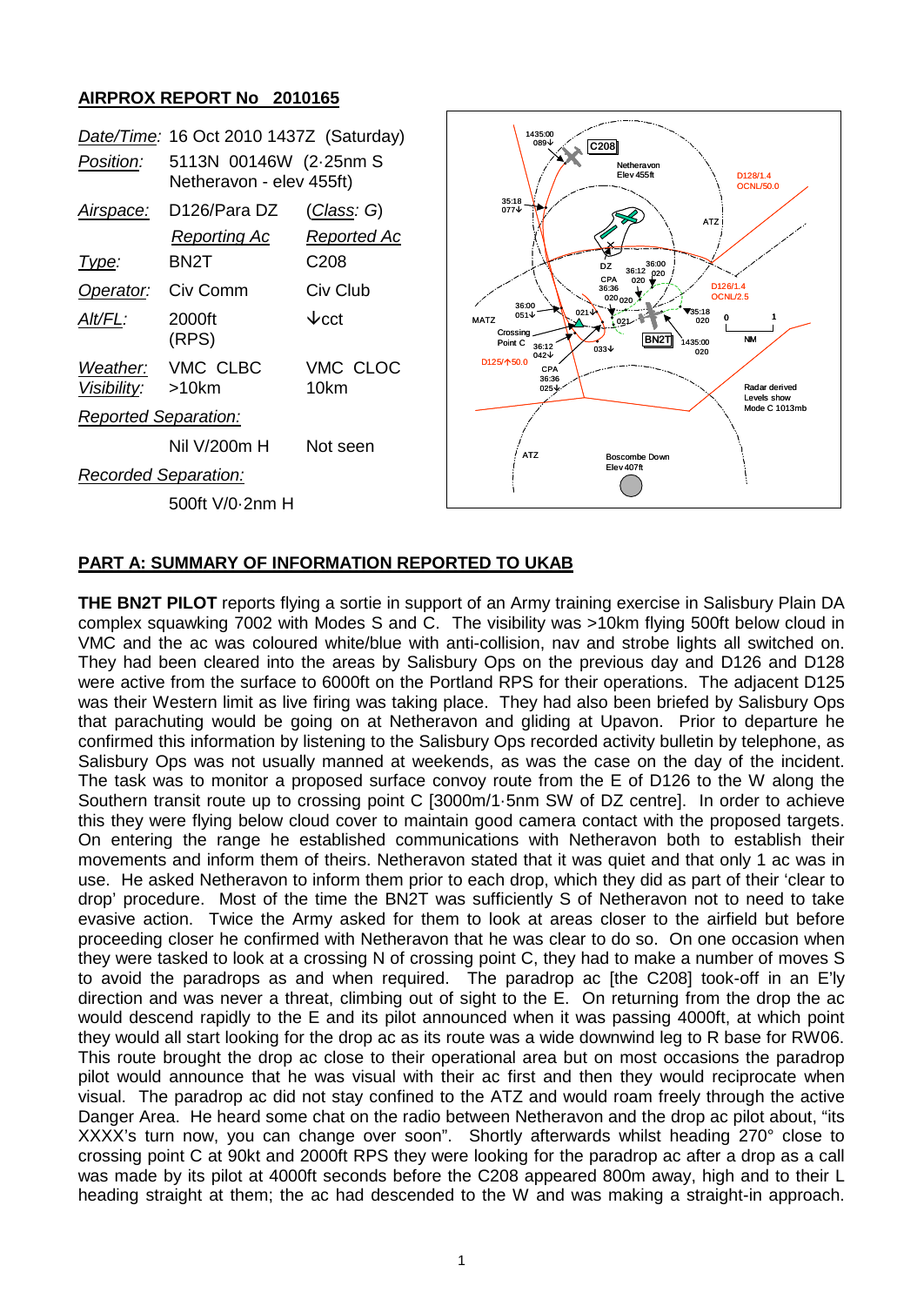**AIRPROX REPORT No 2010165**

| | | |
|---|---|---|
| *Date/Time:* | 16 Oct 2010 1437Z (Saturday) | |
| *Position:* | 5113N 00146W (2·25nm S Netheravon - elev 455ft) | |
| *Airspace:* | D126/Para DZ | (*Class*: G) |
| | *Reporting Ac* | *Reported Ac* |
| *Type:* | BN2T | C208 |
| *Operator:* | Civ Comm | Civ Club |
| *Alt/FL:* | 2000ft (RPS) | ↓cct |
| *Weather:* | VMC CLBC | VMC CLOC |
| *Visibility:* | >10km | 10km |
| *Reported Separation:* | | |
| | Nil V/200m H | Not seen |
| *Recorded Separation:* | | |
| | 500ft V/0·2nm H | |

## PART A: SUMMARY OF INFORMATION REPORTED TO UKAB

**THE BN2T PILOT** reports flying a sortie in support of an Army training exercise in Salisbury Plain DA complex squawking 7002 with Modes S and C. The visibility was >10km flying 500ft below cloud in VMC and the ac was coloured white/blue with anti-collision, nav and strobe lights all switched on. They had been cleared into the areas by Salisbury Ops on the previous day and D126 and D128 were active from the surface to 6000ft on the Portland RPS for their operations. The adjacent D125 was their Western limit as live firing was taking place. They had also been briefed by Salisbury Ops that parachuting would be going on at Netheravon and gliding at Upavon. Prior to departure he confirmed this information by listening to the Salisbury Ops recorded activity bulletin by telephone, as Salisbury Ops was not usually manned at weekends, as was the case on the day of the incident. The task was to monitor a proposed surface convoy route from the E of D126 to the W along the Southern transit route up to crossing point C [3000m/1·5nm SW of DZ centre]. In order to achieve this they were flying below cloud cover to maintain good camera contact with the proposed targets. On entering the range he established communications with Netheravon both to establish their movements and inform them of theirs. Netheravon stated that it was quiet and that only 1 ac was in use. He asked Netheravon to inform them prior to each drop, which they did as part of their 'clear to drop' procedure. Most of the time the BN2T was sufficiently S of Netheravon not to need to take evasive action. Twice the Army asked for them to look at areas closer to the airfield but before proceeding closer he confirmed with Netheravon that he was clear to do so. On one occasion when they were tasked to look at a crossing N of crossing point C, they had to make a number of moves S to avoid the paradrops as and when required. The paradrop ac [the C208] took-off in an E'ly direction and was never a threat, climbing out of sight to the E. On returning from the drop the ac would descend rapidly to the E and its pilot announced when it was passing 4000ft, at which point they would all start looking for the drop ac as its route was a wide downwind leg to R base for RW06. This route brought the drop ac close to their operational area but on most occasions the paradrop pilot would announce that he was visual with their ac first and then they would reciprocate when visual. The paradrop ac did not stay confined to the ATZ and would roam freely through the active Danger Area. He heard some chat on the radio between Netheravon and the drop ac pilot about, "its XXXX's turn now, you can change over soon". Shortly afterwards whilst heading 270° close to crossing point C at 90kt and 2000ft RPS they were looking for the paradrop ac after a drop as a call was made by its pilot at 4000ft seconds before the C208 appeared 800m away, high and to their L heading straight at them; the ac had descended to the W and was making a straight-in approach.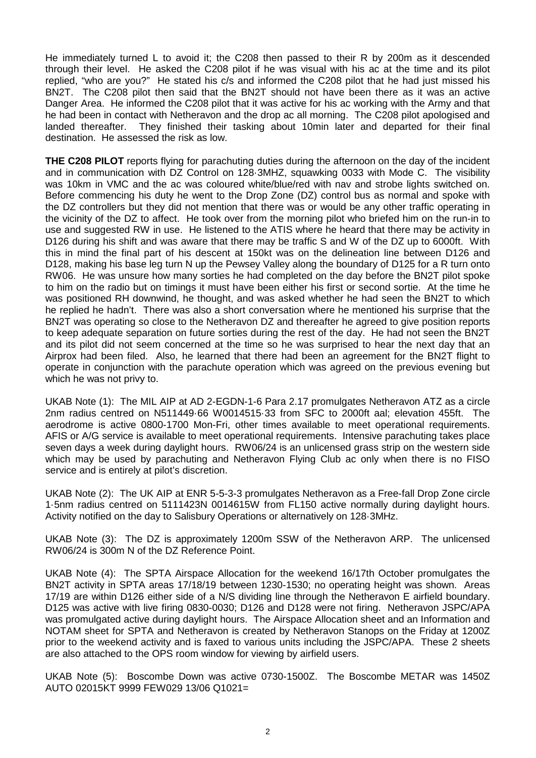He immediately turned L to avoid it; the C208 then passed to their R by 200m as it descended through their level. He asked the C208 pilot if he was visual with his ac at the time and its pilot replied, "who are you?" He stated his c/s and informed the C208 pilot that he had just missed his BN2T. The C208 pilot then said that the BN2T should not have been there as it was an active Danger Area. He informed the C208 pilot that it was active for his ac working with the Army and that he had been in contact with Netheravon and the drop ac all morning. The C208 pilot apologised and landed thereafter. They finished their tasking about 10min later and departed for their final destination. He assessed the risk as low.

**THE C208 PILOT** reports flying for parachuting duties during the afternoon on the day of the incident and in communication with DZ Control on 128·3MHZ, squawking 0033 with Mode C. The visibility was 10km in VMC and the ac was coloured white/blue/red with nav and strobe lights switched on. Before commencing his duty he went to the Drop Zone (DZ) control bus as normal and spoke with the DZ controllers but they did not mention that there was or would be any other traffic operating in the vicinity of the DZ to affect. He took over from the morning pilot who briefed him on the run-in to use and suggested RW in use. He listened to the ATIS where he heard that there may be activity in D126 during his shift and was aware that there may be traffic S and W of the DZ up to 6000ft. With this in mind the final part of his descent at 150kt was on the delineation line between D126 and D128, making his base leg turn N up the Pewsey Valley along the boundary of D125 for a R turn onto RW06. He was unsure how many sorties he had completed on the day before the BN2T pilot spoke to him on the radio but on timings it must have been either his first or second sortie. At the time he was positioned RH downwind, he thought, and was asked whether he had seen the BN2T to which he replied he hadn't. There was also a short conversation where he mentioned his surprise that the BN2T was operating so close to the Netheravon DZ and thereafter he agreed to give position reports to keep adequate separation on future sorties during the rest of the day. He had not seen the BN2T and its pilot did not seem concerned at the time so he was surprised to hear the next day that an Airprox had been filed. Also, he learned that there had been an agreement for the BN2T flight to operate in conjunction with the parachute operation which was agreed on the previous evening but which he was not privy to.

UKAB Note (1): The MIL AIP at AD 2-EGDN-1-6 Para 2.17 promulgates Netheravon ATZ as a circle 2nm radius centred on N511449·66 W0014515·33 from SFC to 2000ft aal; elevation 455ft. The aerodrome is active 0800-1700 Mon-Fri, other times available to meet operational requirements. AFIS or A/G service is available to meet operational requirements. Intensive parachuting takes place seven days a week during daylight hours. RW06/24 is an unlicensed grass strip on the western side which may be used by parachuting and Netheravon Flying Club ac only when there is no FISO service and is entirely at pilot's discretion.

UKAB Note (2): The UK AIP at ENR 5-5-3-3 promulgates Netheravon as a Free-fall Drop Zone circle 1·5nm radius centred on 5111423N 0014615W from FL150 active normally during daylight hours. Activity notified on the day to Salisbury Operations or alternatively on 128·3MHz.

UKAB Note (3): The DZ is approximately 1200m SSW of the Netheravon ARP. The unlicensed RW06/24 is 300m N of the DZ Reference Point.

UKAB Note (4): The SPTA Airspace Allocation for the weekend 16/17th October promulgates the BN2T activity in SPTA areas 17/18/19 between 1230-1530; no operating height was shown. Areas 17/19 are within D126 either side of a N/S dividing line through the Netheravon E airfield boundary. D125 was active with live firing 0830-0030; D126 and D128 were not firing. Netheravon JSPC/APA was promulgated active during daylight hours. The Airspace Allocation sheet and an Information and NOTAM sheet for SPTA and Netheravon is created by Netheravon Stanops on the Friday at 1200Z prior to the weekend activity and is faxed to various units including the JSPC/APA. These 2 sheets are also attached to the OPS room window for viewing by airfield users.

UKAB Note (5): Boscombe Down was active 0730-1500Z. The Boscombe METAR was 1450Z AUTO 02015KT 9999 FEW029 13/06 Q1021=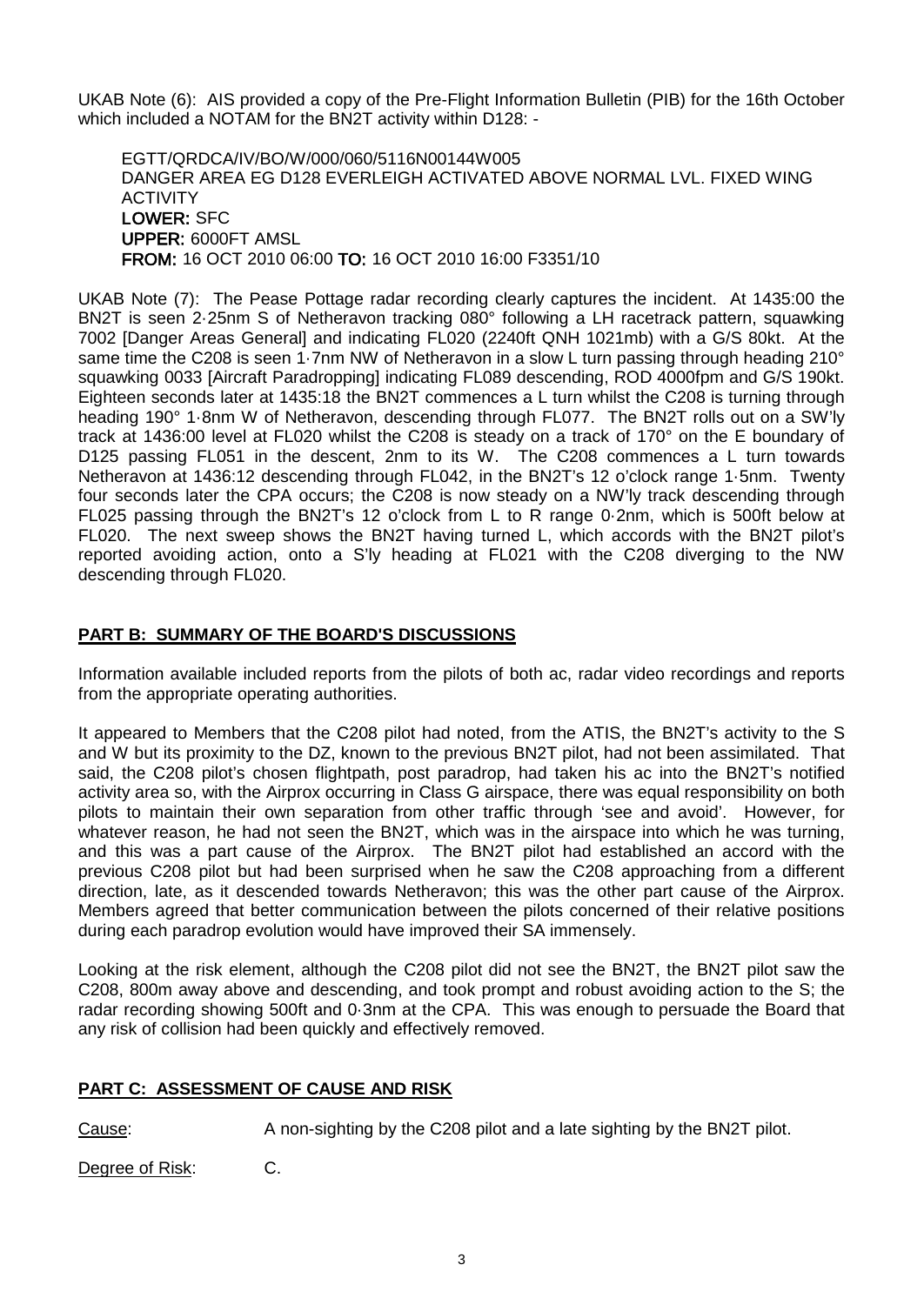UKAB Note (6): AIS provided a copy of the Pre-Flight Information Bulletin (PIB) for the 16th October which included a NOTAM for the BN2T activity within D128: -

EGTT/QRDCA/IV/BO/W/000/060/5116N00144W005
DANGER AREA EG D128 EVERLEIGH ACTIVATED ABOVE NORMAL LVL. FIXED WING ACTIVITY
**LOWER:** SFC
**UPPER:** 6000FT AMSL
**FROM:** 16 OCT 2010 06:00 **TO:** 16 OCT 2010 16:00 F3351/10

UKAB Note (7): The Pease Pottage radar recording clearly captures the incident. At 1435:00 the BN2T is seen 2·25nm S of Netheravon tracking 080° following a LH racetrack pattern, squawking 7002 [Danger Areas General] and indicating FL020 (2240ft QNH 1021mb) with a G/S 80kt. At the same time the C208 is seen 1·7nm NW of Netheravon in a slow L turn passing through heading 210° squawking 0033 [Aircraft Paradropping] indicating FL089 descending, ROD 4000fpm and G/S 190kt. Eighteen seconds later at 1435:18 the BN2T commences a L turn whilst the C208 is turning through heading 190° 1·8nm W of Netheravon, descending through FL077. The BN2T rolls out on a SW'ly track at 1436:00 level at FL020 whilst the C208 is steady on a track of 170° on the E boundary of D125 passing FL051 in the descent, 2nm to its W. The C208 commences a L turn towards Netheravon at 1436:12 descending through FL042, in the BN2T's 12 o'clock range 1·5nm. Twenty four seconds later the CPA occurs; the C208 is now steady on a NW'ly track descending through FL025 passing through the BN2T's 12 o'clock from L to R range 0·2nm, which is 500ft below at FL020. The next sweep shows the BN2T having turned L, which accords with the BN2T pilot's reported avoiding action, onto a S'ly heading at FL021 with the C208 diverging to the NW descending through FL020.

## PART B: SUMMARY OF THE BOARD'S DISCUSSIONS

Information available included reports from the pilots of both ac, radar video recordings and reports from the appropriate operating authorities.

It appeared to Members that the C208 pilot had noted, from the ATIS, the BN2T's activity to the S and W but its proximity to the DZ, known to the previous BN2T pilot, had not been assimilated. That said, the C208 pilot's chosen flightpath, post paradrop, had taken his ac into the BN2T's notified activity area so, with the Airprox occurring in Class G airspace, there was equal responsibility on both pilots to maintain their own separation from other traffic through 'see and avoid'. However, for whatever reason, he had not seen the BN2T, which was in the airspace into which he was turning, and this was a part cause of the Airprox. The BN2T pilot had established an accord with the previous C208 pilot but had been surprised when he saw the C208 approaching from a different direction, late, as it descended towards Netheravon; this was the other part cause of the Airprox. Members agreed that better communication between the pilots concerned of their relative positions during each paradrop evolution would have improved their SA immensely.

Looking at the risk element, although the C208 pilot did not see the BN2T, the BN2T pilot saw the C208, 800m away above and descending, and took prompt and robust avoiding action to the S; the radar recording showing 500ft and 0·3nm at the CPA. This was enough to persuade the Board that any risk of collision had been quickly and effectively removed.

## PART C: ASSESSMENT OF CAUSE AND RISK

Cause: A non-sighting by the C208 pilot and a late sighting by the BN2T pilot.

Degree of Risk: C.